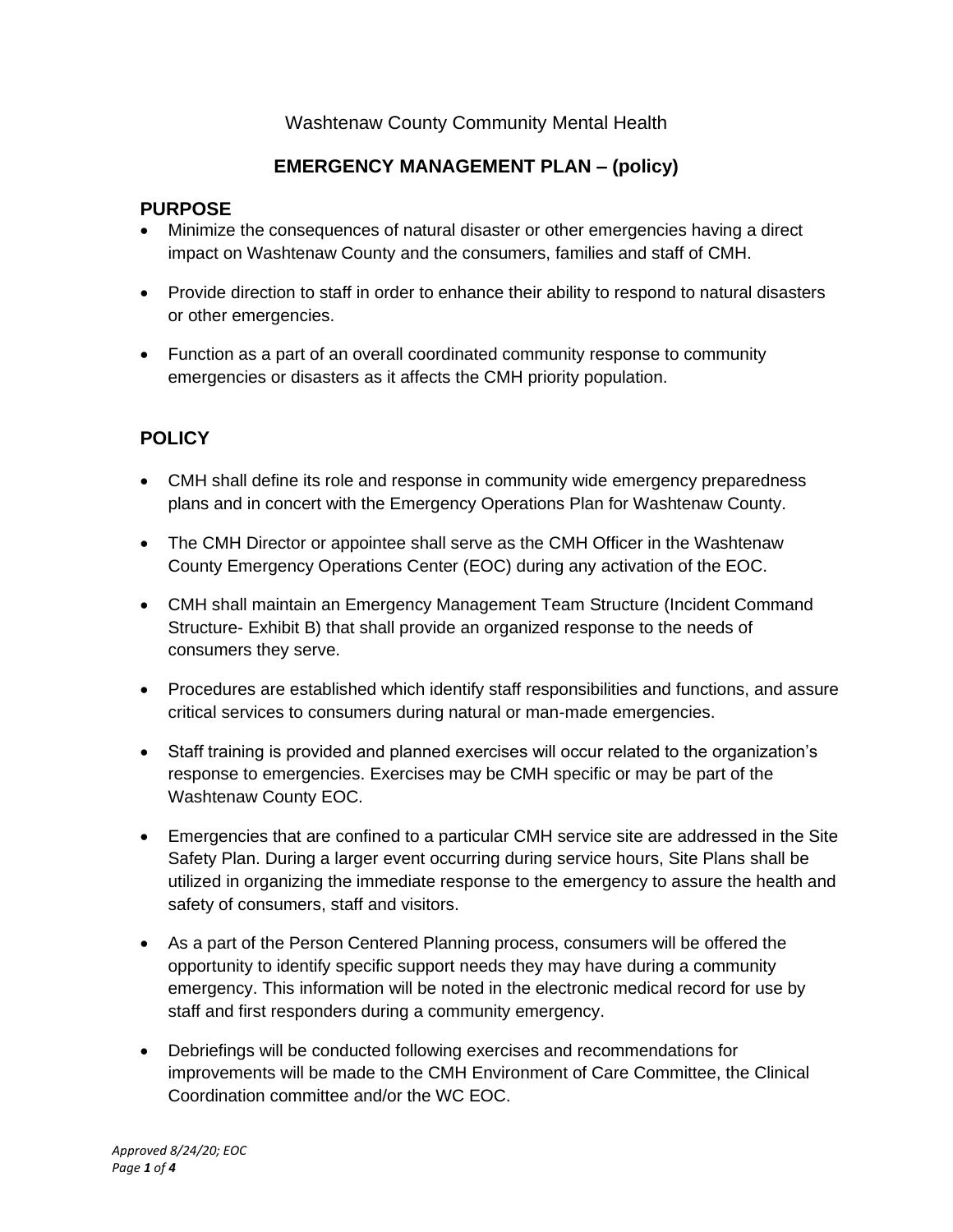Washtenaw County Community Mental Health

# EMERGENCY MANAGEMENT PLAN – (policy)

## PURPOSE

- Minimize the consequences of natural disaster or other emergencies having a direct impact on Washtenaw County and the consumers, families and staff of CMH.
- Provide direction to staff in order to enhance their ability to respond to natural disasters or other emergencies.
- Function as a part of an overall coordinated community response to community emergencies or disasters as it affects the CMH priority population.

## POLICY

- CMH shall define its role and response in community wide emergency preparedness plans and in concert with the Emergency Operations Plan for Washtenaw County.
- The CMH Director or appointee shall serve as the CMH Officer in the Washtenaw County Emergency Operations Center (EOC) during any activation of the EOC.
- CMH shall maintain an Emergency Management Team Structure (Incident Command Structure- Exhibit B) that shall provide an organized response to the needs of consumers they serve.
- Procedures are established which identify staff responsibilities and functions, and assure critical services to consumers during natural or man-made emergencies.
- Staff training is provided and planned exercises will occur related to the organization's response to emergencies. Exercises may be CMH specific or may be part of the Washtenaw County EOC.
- Emergencies that are confined to a particular CMH service site are addressed in the Site Safety Plan. During a larger event occurring during service hours, Site Plans shall be utilized in organizing the immediate response to the emergency to assure the health and safety of consumers, staff and visitors.
- As a part of the Person Centered Planning process, consumers will be offered the opportunity to identify specific support needs they may have during a community emergency. This information will be noted in the electronic medical record for use by staff and first responders during a community emergency.
- Debriefings will be conducted following exercises and recommendations for improvements will be made to the CMH Environment of Care Committee, the Clinical Coordination committee and/or the WC EOC.

*Approved 8/24/20; EOC*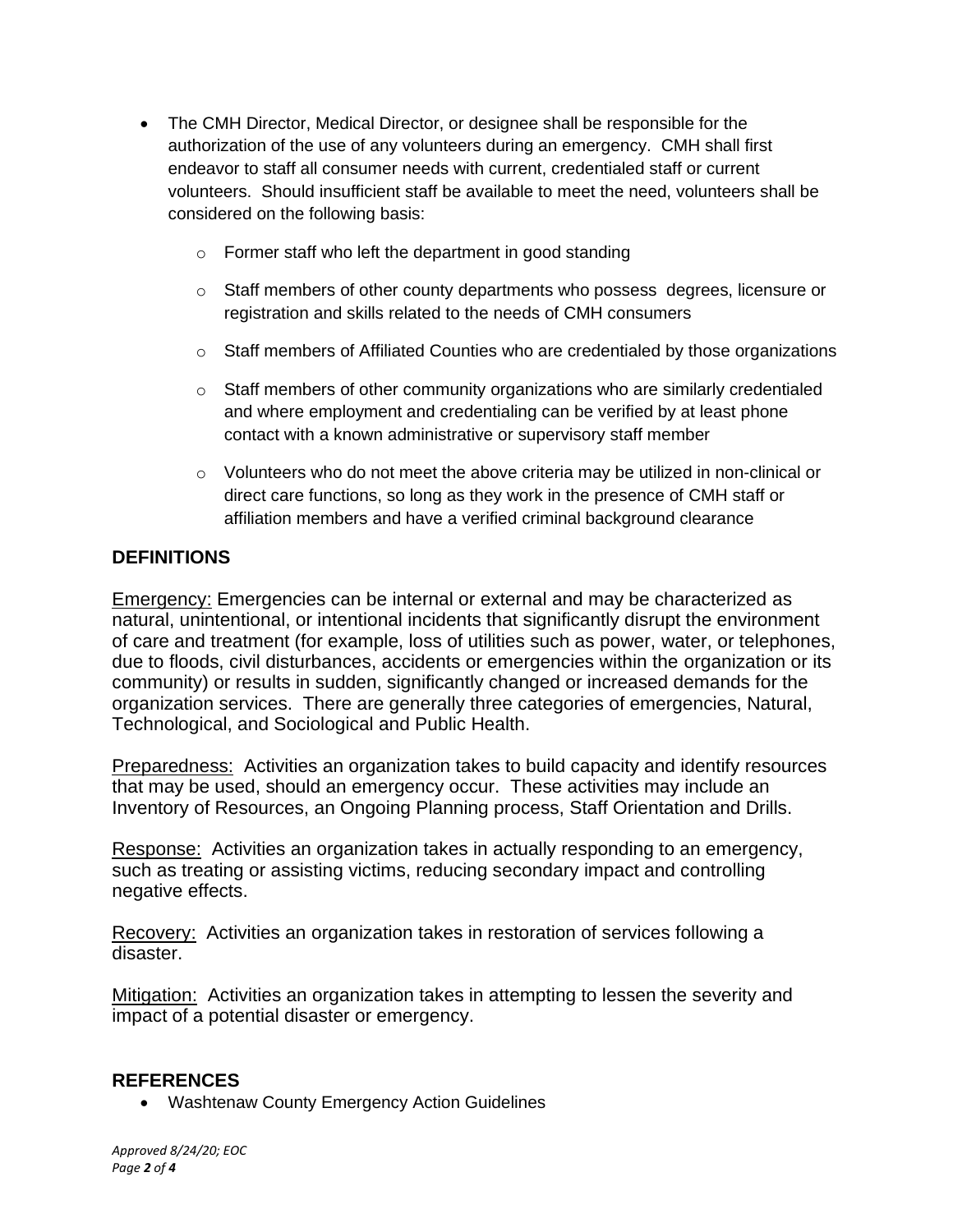- The CMH Director, Medical Director, or designee shall be responsible for the authorization of the use of any volunteers during an emergency. CMH shall first endeavor to staff all consumer needs with current, credentialed staff or current volunteers. Should insufficient staff be available to meet the need, volunteers shall be considered on the following basis:
  - Former staff who left the department in good standing
  - Staff members of other county departments who possess degrees, licensure or registration and skills related to the needs of CMH consumers
  - Staff members of Affiliated Counties who are credentialed by those organizations
  - Staff members of other community organizations who are similarly credentialed and where employment and credentialing can be verified by at least phone contact with a known administrative or supervisory staff member
  - Volunteers who do not meet the above criteria may be utilized in non-clinical or direct care functions, so long as they work in the presence of CMH staff or affiliation members and have a verified criminal background clearance

## DEFINITIONS

Emergency: Emergencies can be internal or external and may be characterized as natural, unintentional, or intentional incidents that significantly disrupt the environment of care and treatment (for example, loss of utilities such as power, water, or telephones, due to floods, civil disturbances, accidents or emergencies within the organization or its community) or results in sudden, significantly changed or increased demands for the organization services. There are generally three categories of emergencies, Natural, Technological, and Sociological and Public Health.

Preparedness: Activities an organization takes to build capacity and identify resources that may be used, should an emergency occur. These activities may include an Inventory of Resources, an Ongoing Planning process, Staff Orientation and Drills.

Response: Activities an organization takes in actually responding to an emergency, such as treating or assisting victims, reducing secondary impact and controlling negative effects.

Recovery: Activities an organization takes in restoration of services following a disaster.

Mitigation: Activities an organization takes in attempting to lessen the severity and impact of a potential disaster or emergency.

## REFERENCES

- Washtenaw County Emergency Action Guidelines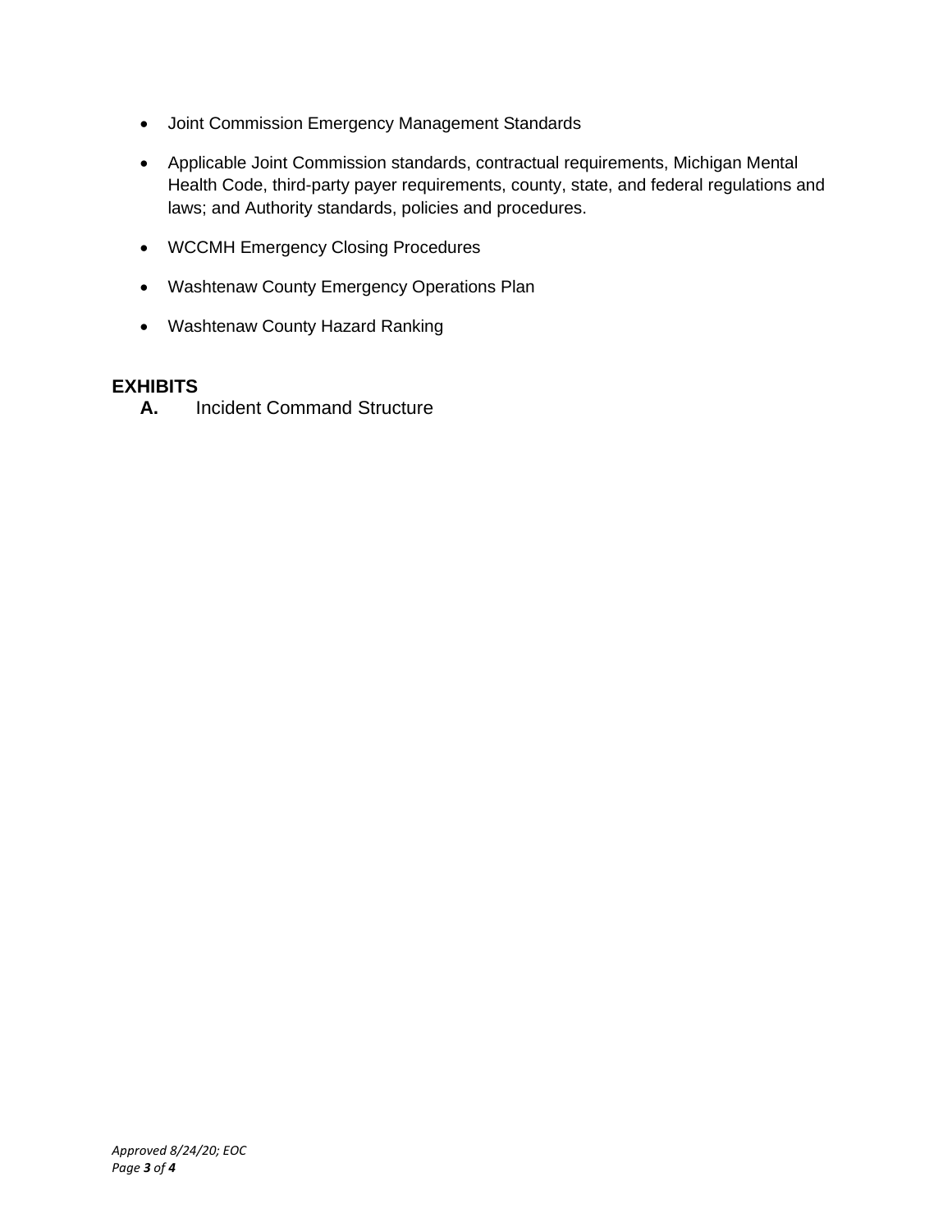- Joint Commission Emergency Management Standards
- Applicable Joint Commission standards, contractual requirements, Michigan Mental Health Code, third-party payer requirements, county, state, and federal regulations and laws; and Authority standards, policies and procedures.
- WCCMH Emergency Closing Procedures
- Washtenaw County Emergency Operations Plan
- Washtenaw County Hazard Ranking

## EXHIBITS

**A.** Incident Command Structure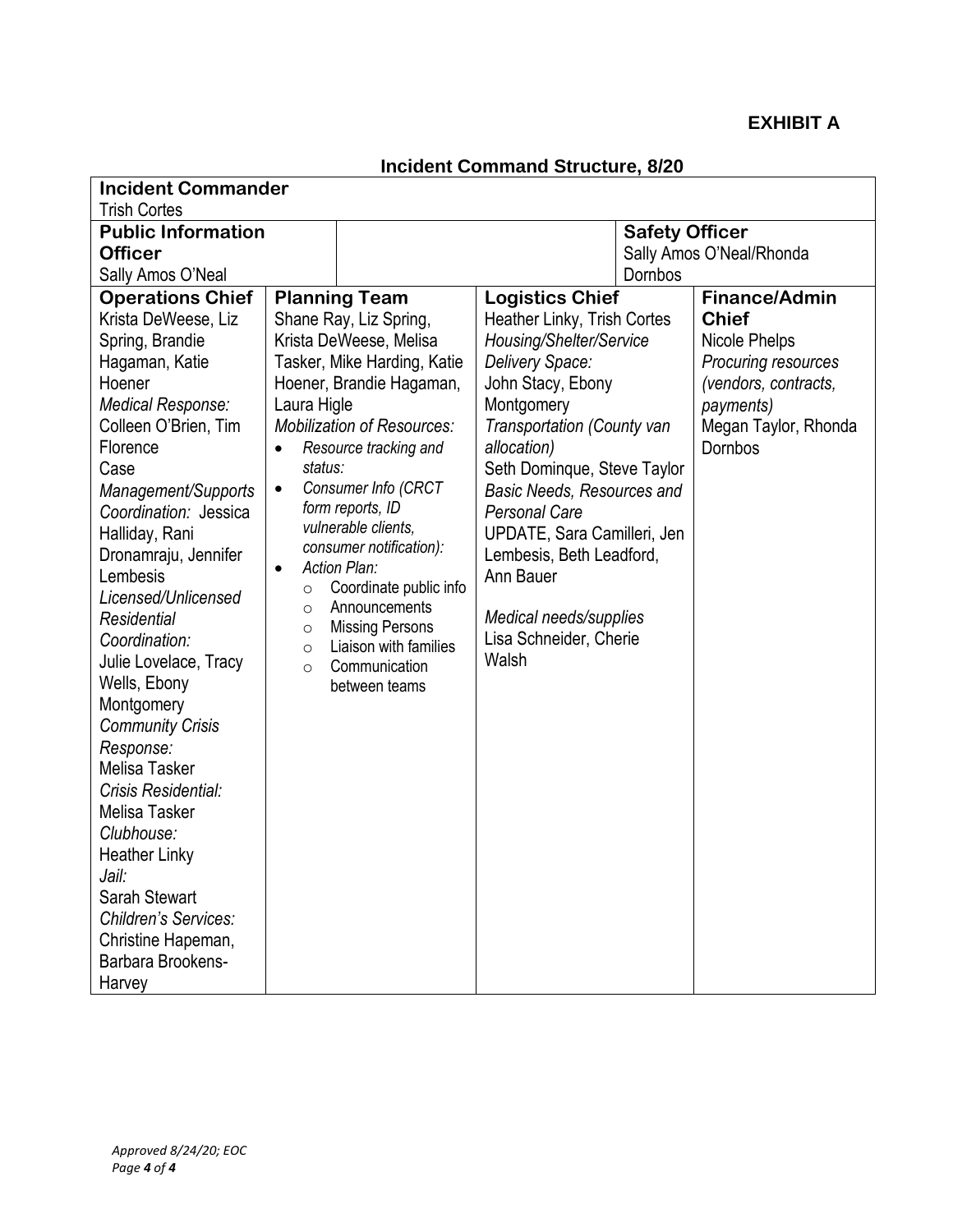**EXHIBIT A**

## Incident Command Structure, 8/20

| | | | |
|---|---|---|---|
| **Incident Commander**<br>Trish Cortes | | | |
| **Public Information Officer**<br>Sally Amos O'Neal | | | **Safety Officer**<br>Sally Amos O'Neal/Rhonda Dornbos |
| **Operations Chief**<br>Krista DeWeese, Liz Spring, Brandie Hagaman, Katie Hoener<br>*Medical Response:*<br>Colleen O'Brien, Tim Florence<br>*Case Management/Supports Coordination:* Jessica Halliday, Rani Dronamraju, Jennifer Lembesis<br>*Licensed/Unlicensed Residential Coordination:*<br>Julie Lovelace, Tracy Wells, Ebony Montgomery<br>*Community Crisis Response:*<br>Melisa Tasker<br>*Crisis Residential:*<br>Melisa Tasker<br>*Clubhouse:*<br>Heather Linky<br>*Jail:*<br>Sarah Stewart<br>*Children's Services:*<br>Christine Hapeman, Barbara Brookens-Harvey | **Planning Team**<br>Shane Ray, Liz Spring, Krista DeWeese, Melisa Tasker, Mike Harding, Katie Hoener, Brandie Hagaman, Laura Higle<br>*Mobilization of Resources:*<br>• *Resource tracking and status:*<br>• *Consumer Info (CRCT form reports, ID vulnerable clients, consumer notification):*<br>• *Action Plan:*<br>&nbsp;&nbsp;○ Coordinate public info<br>&nbsp;&nbsp;○ Announcements<br>&nbsp;&nbsp;○ Missing Persons<br>&nbsp;&nbsp;○ Liaison with families<br>&nbsp;&nbsp;○ Communication between teams | **Logistics Chief**<br>Heather Linky, Trish Cortes<br>*Housing/Shelter/Service Delivery Space:*<br>John Stacy, Ebony Montgomery<br>*Transportation (County van allocation)*<br>Seth Dominque, Steve Taylor<br>*Basic Needs, Resources and Personal Care*<br>UPDATE, Sara Camilleri, Jen Lembesis, Beth Leadford, Ann Bauer<br><br>*Medical needs/supplies*<br>Lisa Schneider, Cherie Walsh | **Finance/Admin Chief**<br>Nicole Phelps<br>*Procuring resources (vendors, contracts, payments)*<br>Megan Taylor, Rhonda Dornbos |

*Approved 8/24/20; EOC*